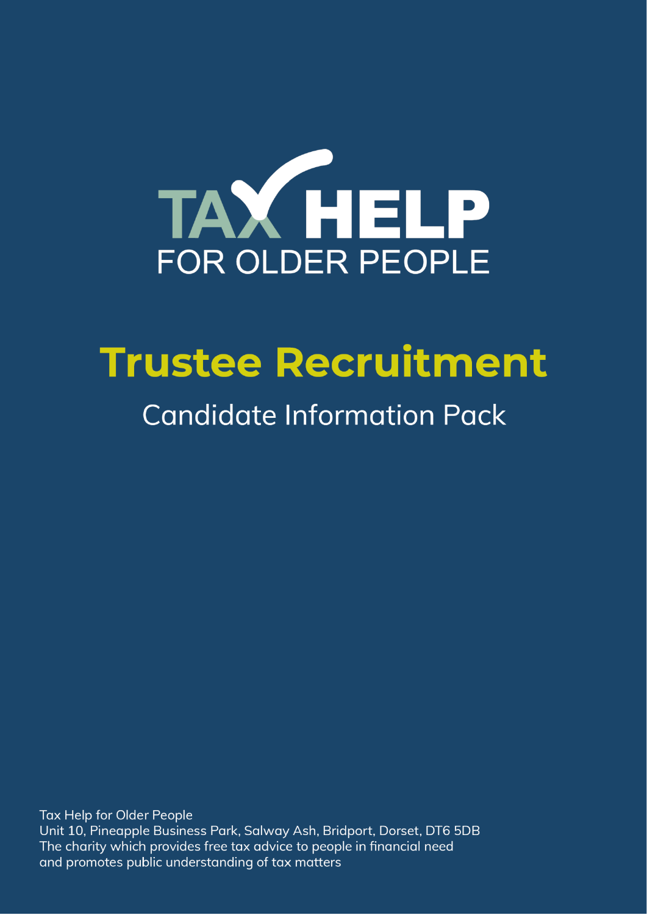TAX HELP

FOR OLDER PEOPLE

# Trustee Recruitment

## Candidate Information Pack

Tax Help for Older People
Unit 10, Pineapple Business Park, Salway Ash, Bridport, Dorset, DT6 5DB
The charity which provides free tax advice to people in financial need
and promotes public understanding of tax matters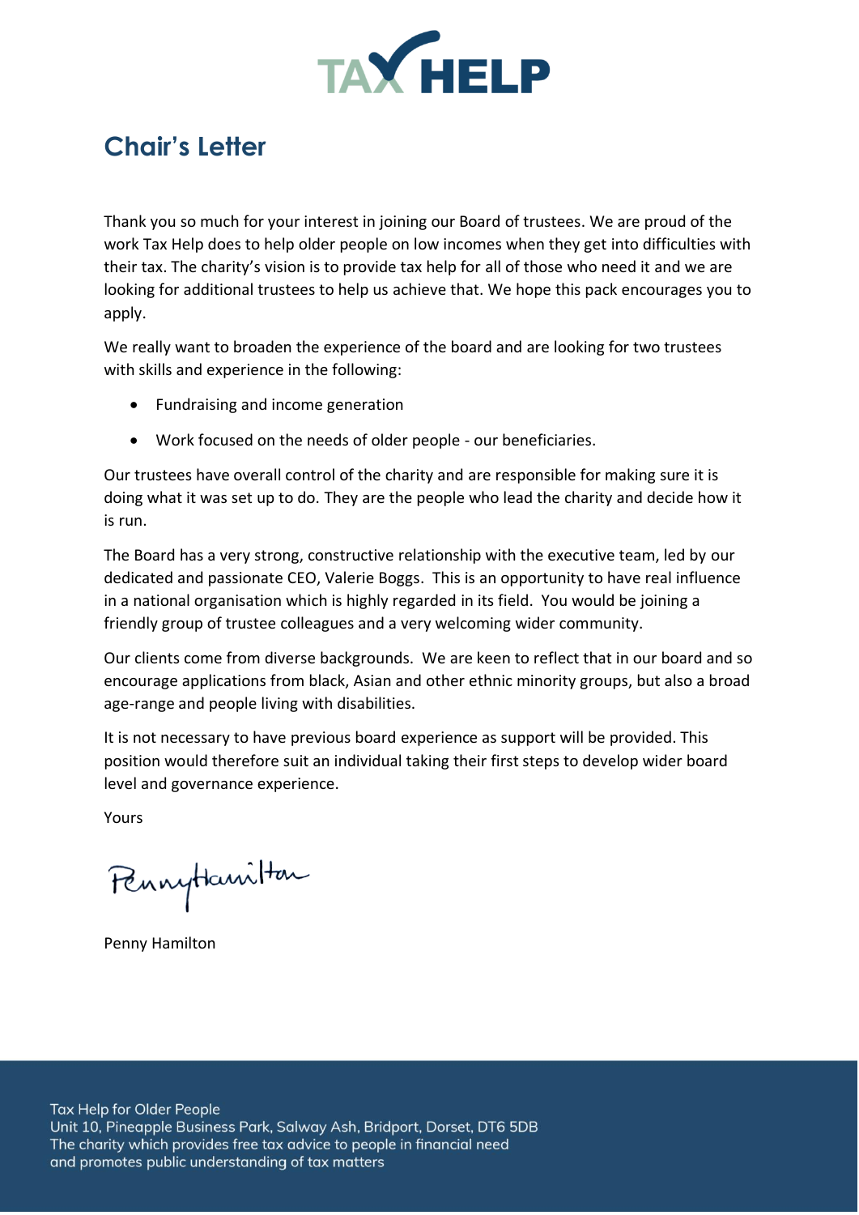# Chair's Letter

Thank you so much for your interest in joining our Board of trustees. We are proud of the work Tax Help does to help older people on low incomes when they get into difficulties with their tax. The charity's vision is to provide tax help for all of those who need it and we are looking for additional trustees to help us achieve that. We hope this pack encourages you to apply.

We really want to broaden the experience of the board and are looking for two trustees with skills and experience in the following:

- Fundraising and income generation
- Work focused on the needs of older people - our beneficiaries.

Our trustees have overall control of the charity and are responsible for making sure it is doing what it was set up to do. They are the people who lead the charity and decide how it is run.

The Board has a very strong, constructive relationship with the executive team, led by our dedicated and passionate CEO, Valerie Boggs. This is an opportunity to have real influence in a national organisation which is highly regarded in its field. You would be joining a friendly group of trustee colleagues and a very welcoming wider community.

Our clients come from diverse backgrounds. We are keen to reflect that in our board and so encourage applications from black, Asian and other ethnic minority groups, but also a broad age-range and people living with disabilities.

It is not necessary to have previous board experience as support will be provided. This position would therefore suit an individual taking their first steps to develop wider board level and governance experience.

Yours

Penny Hamilton

Penny Hamilton

Tax Help for Older People
Unit 10, Pineapple Business Park, Salway Ash, Bridport, Dorset, DT6 5DB
The charity which provides free tax advice to people in financial need
and promotes public understanding of tax matters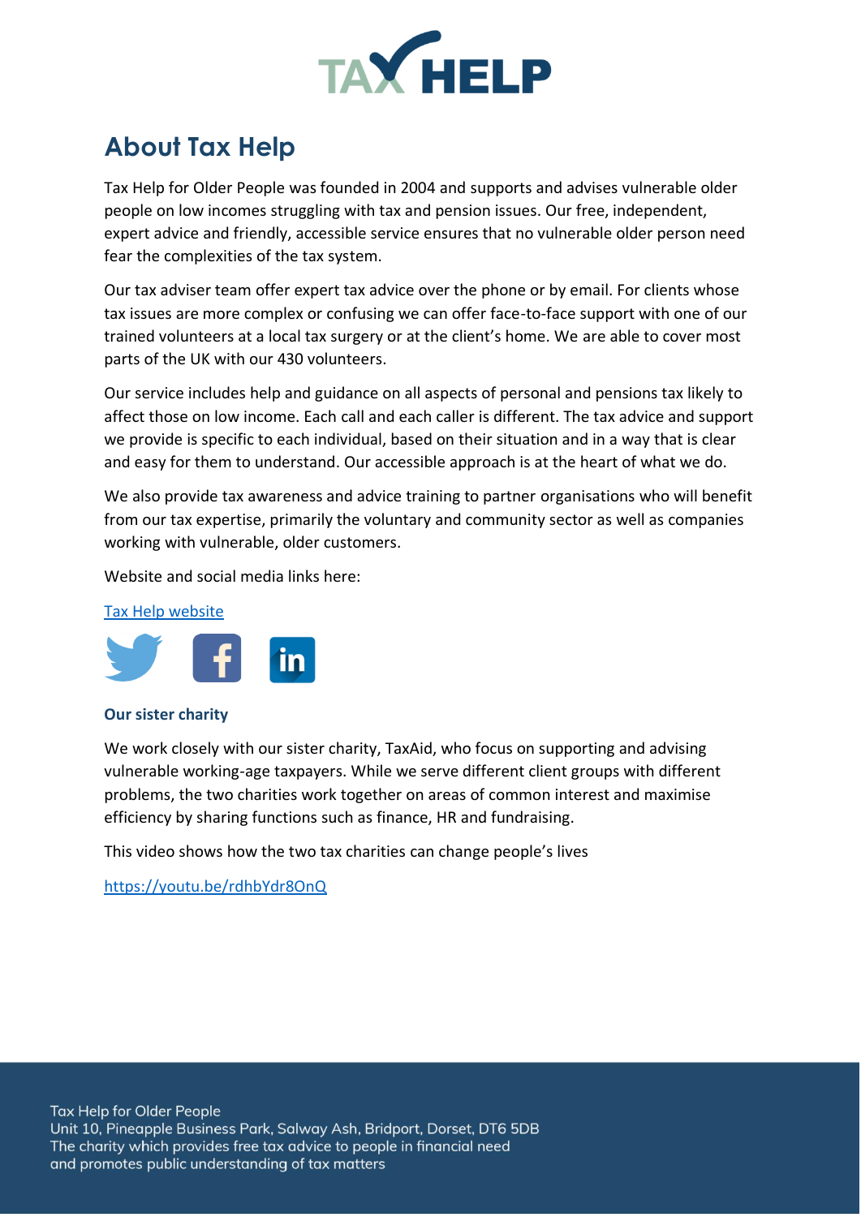## About Tax Help

Tax Help for Older People was founded in 2004 and supports and advises vulnerable older people on low incomes struggling with tax and pension issues. Our free, independent, expert advice and friendly, accessible service ensures that no vulnerable older person need fear the complexities of the tax system.

Our tax adviser team offer expert tax advice over the phone or by email. For clients whose tax issues are more complex or confusing we can offer face-to-face support with one of our trained volunteers at a local tax surgery or at the client's home. We are able to cover most parts of the UK with our 430 volunteers.

Our service includes help and guidance on all aspects of personal and pensions tax likely to affect those on low income. Each call and each caller is different. The tax advice and support we provide is specific to each individual, based on their situation and in a way that is clear and easy for them to understand. Our accessible approach is at the heart of what we do.

We also provide tax awareness and advice training to partner organisations who will benefit from our tax expertise, primarily the voluntary and community sector as well as companies working with vulnerable, older customers.

Website and social media links here:

Tax Help website

**Our sister charity**

We work closely with our sister charity, TaxAid, who focus on supporting and advising vulnerable working-age taxpayers. While we serve different client groups with different problems, the two charities work together on areas of common interest and maximise efficiency by sharing functions such as finance, HR and fundraising.

This video shows how the two tax charities can change people's lives

https://youtu.be/rdhbYdr8OnQ

Tax Help for Older People
Unit 10, Pineapple Business Park, Salway Ash, Bridport, Dorset, DT6 5DB
The charity which provides free tax advice to people in financial need
and promotes public understanding of tax matters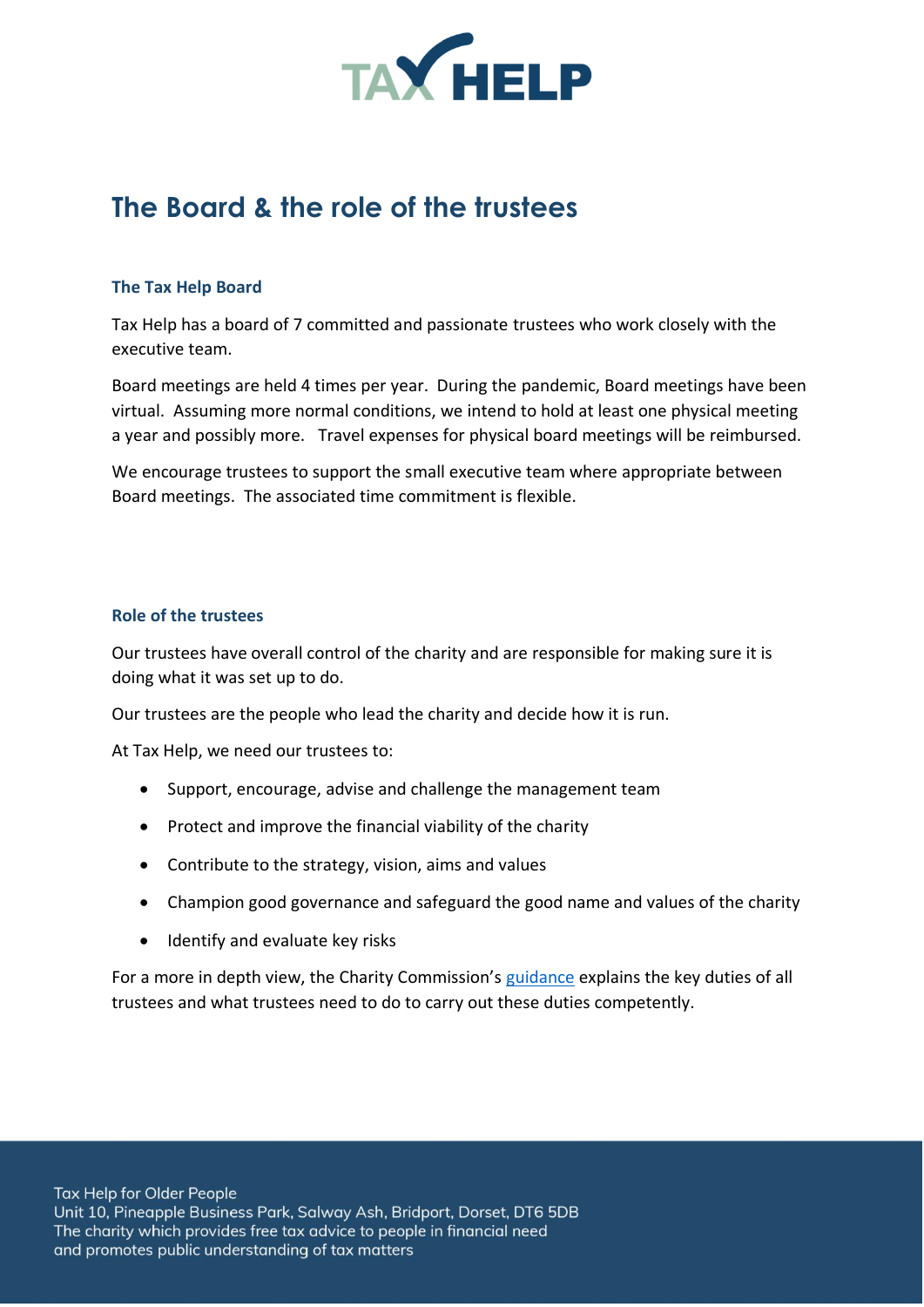# The Board & the role of the trustees

## The Tax Help Board

Tax Help has a board of 7 committed and passionate trustees who work closely with the executive team.

Board meetings are held 4 times per year. During the pandemic, Board meetings have been virtual. Assuming more normal conditions, we intend to hold at least one physical meeting a year and possibly more. Travel expenses for physical board meetings will be reimbursed.

We encourage trustees to support the small executive team where appropriate between Board meetings. The associated time commitment is flexible.

## Role of the trustees

Our trustees have overall control of the charity and are responsible for making sure it is doing what it was set up to do.

Our trustees are the people who lead the charity and decide how it is run.

At Tax Help, we need our trustees to:

- Support, encourage, advise and challenge the management team
- Protect and improve the financial viability of the charity
- Contribute to the strategy, vision, aims and values
- Champion good governance and safeguard the good name and values of the charity
- Identify and evaluate key risks

For a more in depth view, the Charity Commission's guidance explains the key duties of all trustees and what trustees need to do to carry out these duties competently.

Tax Help for Older People
Unit 10, Pineapple Business Park, Salway Ash, Bridport, Dorset, DT6 5DB
The charity which provides free tax advice to people in financial need
and promotes public understanding of tax matters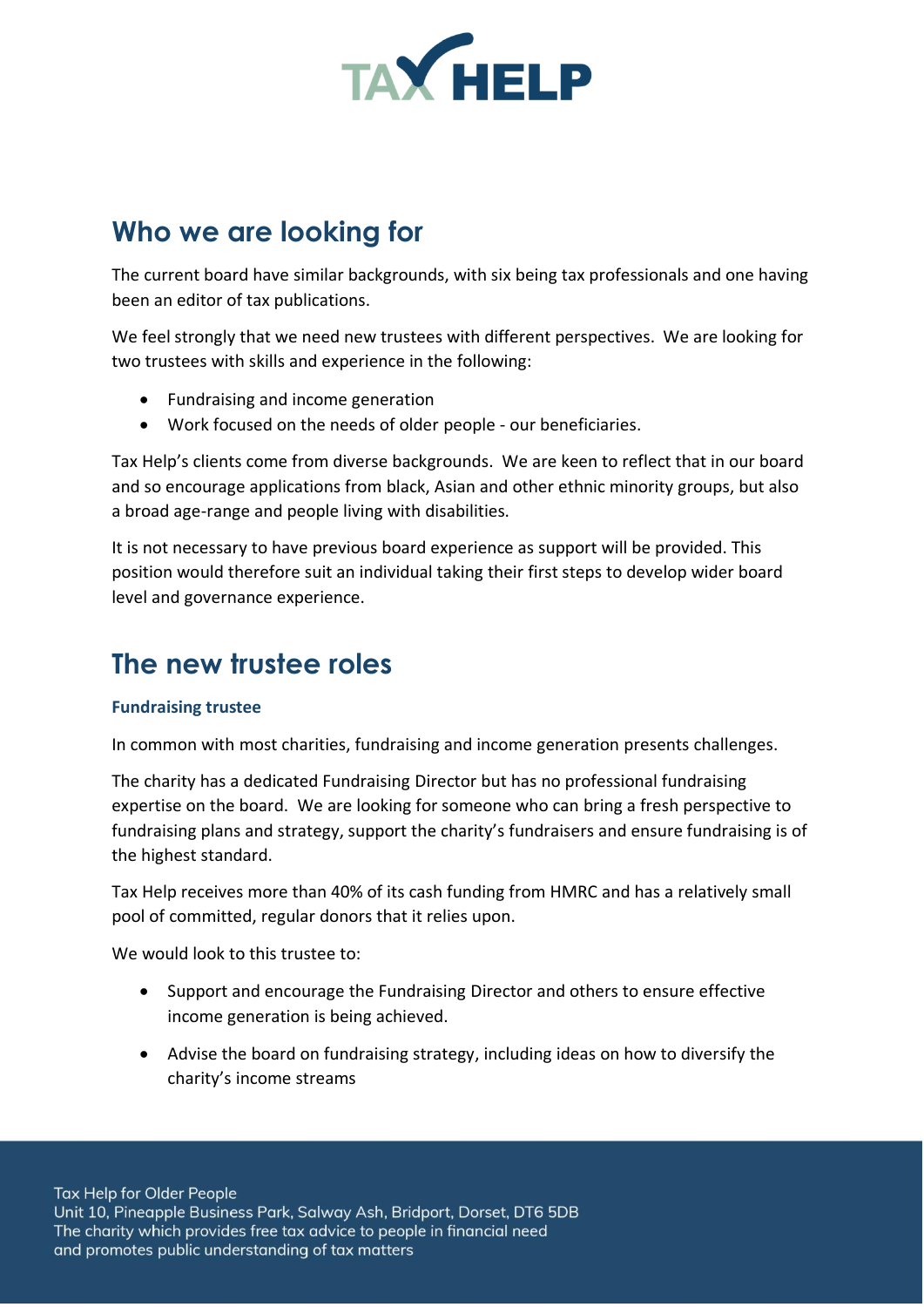## Who we are looking for

The current board have similar backgrounds, with six being tax professionals and one having been an editor of tax publications.

We feel strongly that we need new trustees with different perspectives. We are looking for two trustees with skills and experience in the following:

- Fundraising and income generation
- Work focused on the needs of older people - our beneficiaries.

Tax Help's clients come from diverse backgrounds. We are keen to reflect that in our board and so encourage applications from black, Asian and other ethnic minority groups, but also a broad age-range and people living with disabilities.

It is not necessary to have previous board experience as support will be provided. This position would therefore suit an individual taking their first steps to develop wider board level and governance experience.

## The new trustee roles

### Fundraising trustee

In common with most charities, fundraising and income generation presents challenges.

The charity has a dedicated Fundraising Director but has no professional fundraising expertise on the board. We are looking for someone who can bring a fresh perspective to fundraising plans and strategy, support the charity's fundraisers and ensure fundraising is of the highest standard.

Tax Help receives more than 40% of its cash funding from HMRC and has a relatively small pool of committed, regular donors that it relies upon.

We would look to this trustee to:

- Support and encourage the Fundraising Director and others to ensure effective income generation is being achieved.
- Advise the board on fundraising strategy, including ideas on how to diversify the charity's income streams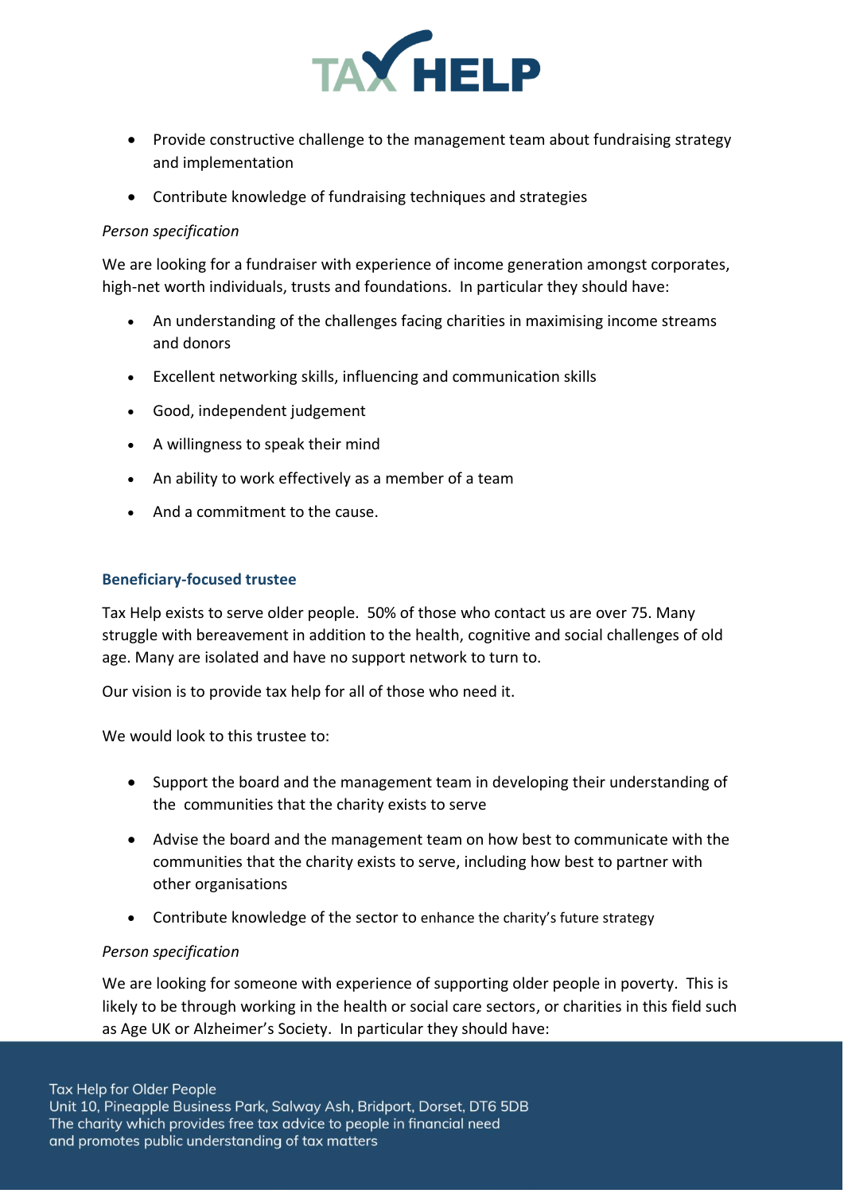- Provide constructive challenge to the management team about fundraising strategy and implementation
- Contribute knowledge of fundraising techniques and strategies

*Person specification*

We are looking for a fundraiser with experience of income generation amongst corporates, high-net worth individuals, trusts and foundations. In particular they should have:

- An understanding of the challenges facing charities in maximising income streams and donors
- Excellent networking skills, influencing and communication skills
- Good, independent judgement
- A willingness to speak their mind
- An ability to work effectively as a member of a team
- And a commitment to the cause.

### Beneficiary-focused trustee

Tax Help exists to serve older people. 50% of those who contact us are over 75. Many struggle with bereavement in addition to the health, cognitive and social challenges of old age. Many are isolated and have no support network to turn to.

Our vision is to provide tax help for all of those who need it.

We would look to this trustee to:

- Support the board and the management team in developing their understanding of the communities that the charity exists to serve
- Advise the board and the management team on how best to communicate with the communities that the charity exists to serve, including how best to partner with other organisations
- Contribute knowledge of the sector to enhance the charity's future strategy

*Person specification*

We are looking for someone with experience of supporting older people in poverty. This is likely to be through working in the health or social care sectors, or charities in this field such as Age UK or Alzheimer's Society. In particular they should have: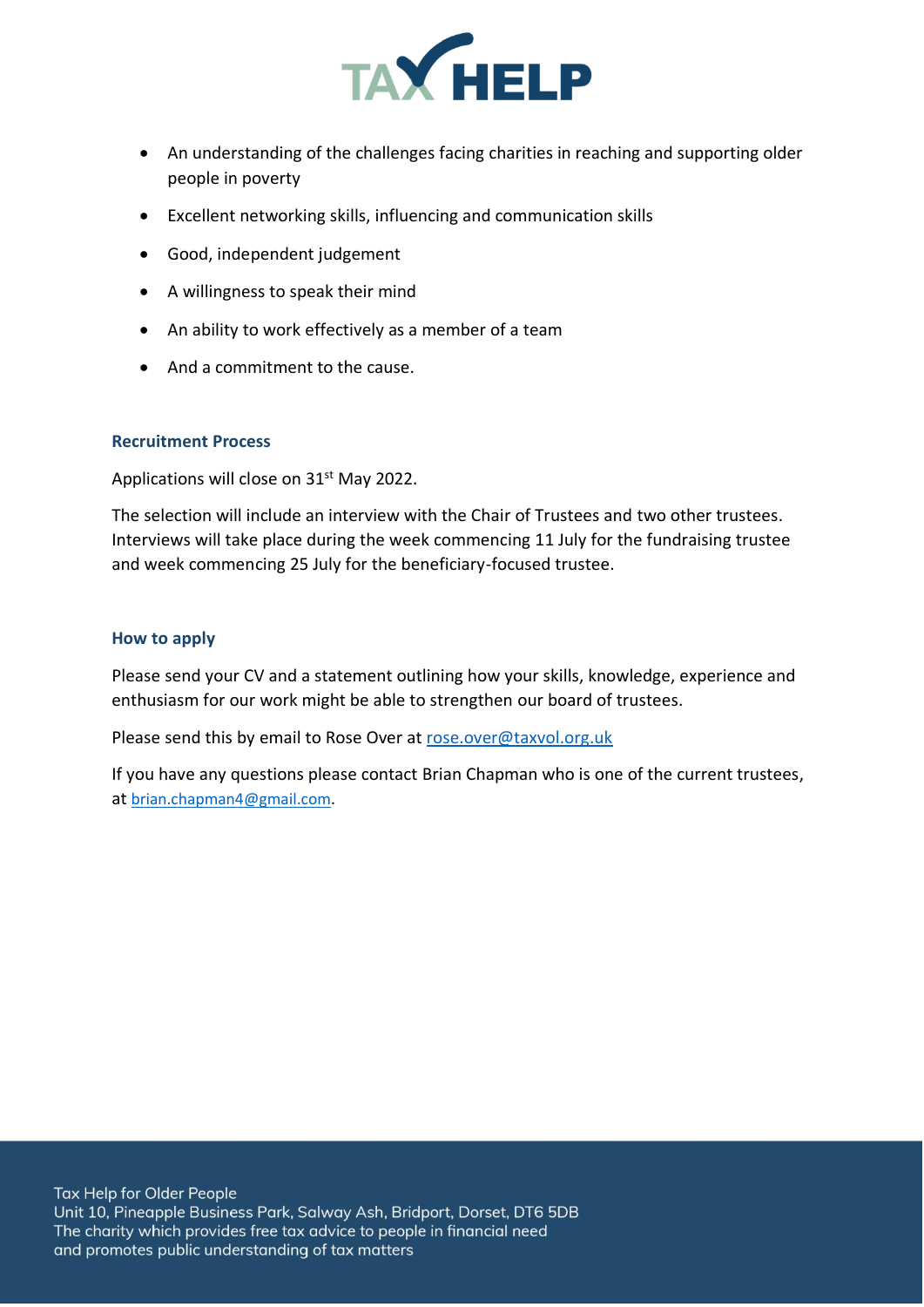- An understanding of the challenges facing charities in reaching and supporting older people in poverty
- Excellent networking skills, influencing and communication skills
- Good, independent judgement
- A willingness to speak their mind
- An ability to work effectively as a member of a team
- And a commitment to the cause.

### Recruitment Process

Applications will close on 31st May 2022.

The selection will include an interview with the Chair of Trustees and two other trustees. Interviews will take place during the week commencing 11 July for the fundraising trustee and week commencing 25 July for the beneficiary-focused trustee.

### How to apply

Please send your CV and a statement outlining how your skills, knowledge, experience and enthusiasm for our work might be able to strengthen our board of trustees.

Please send this by email to Rose Over at rose.over@taxvol.org.uk

If you have any questions please contact Brian Chapman who is one of the current trustees, at brian.chapman4@gmail.com.